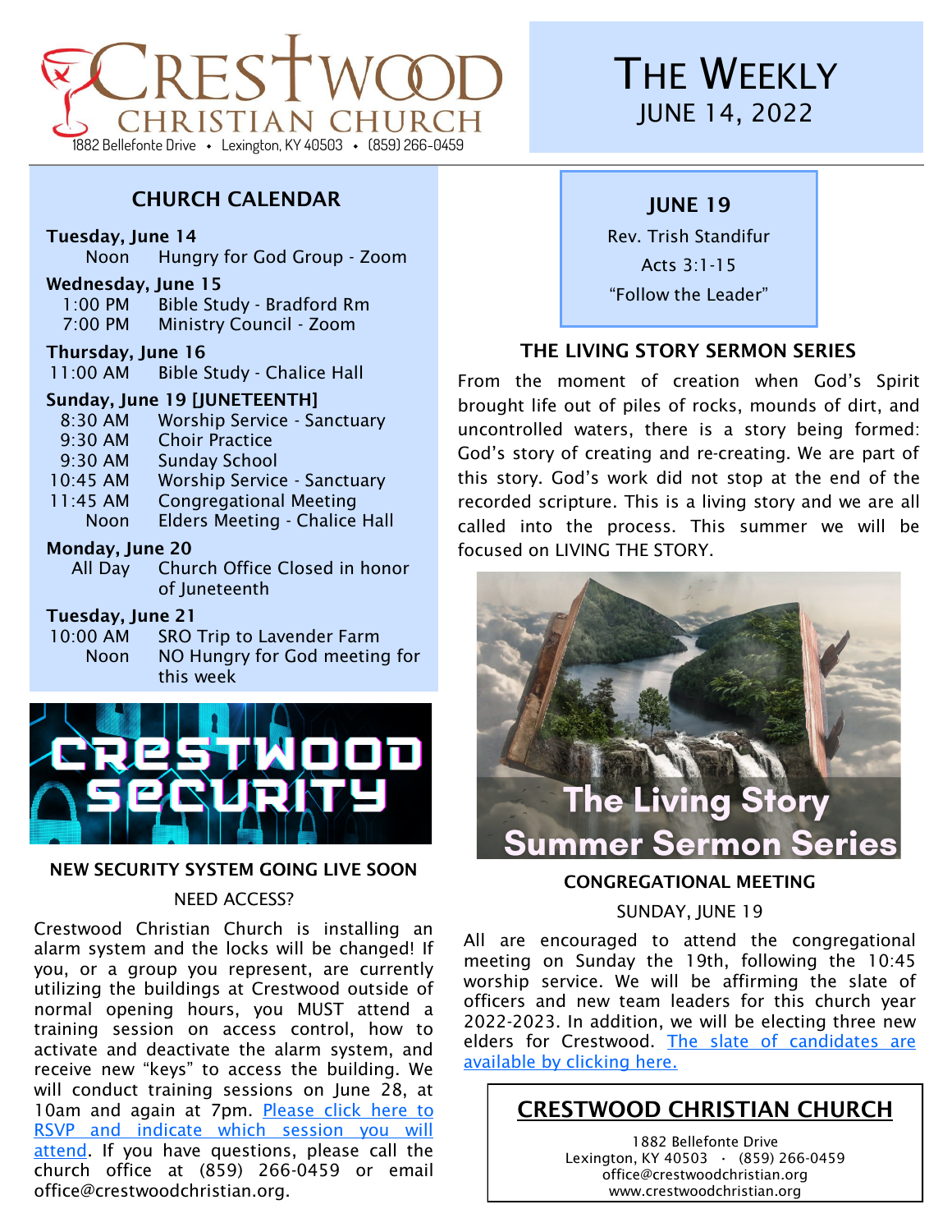# CRESTWOOD CHRISTIAN CHURCH

1882 Bellefonte Drive • Lexington, KY 40503 • (859) 266-0459

# THE WEEKLY

JUNE 14, 2022

## CHURCH CALENDAR

**Tuesday, June 14**

| | |
|---|---|
| Noon | Hungry for God Group - Zoom |

**Wednesday, June 15**

| | |
|---|---|
| 1:00 PM | Bible Study - Bradford Rm |
| 7:00 PM | Ministry Council - Zoom |

**Thursday, June 16**

| | |
|---|---|
| 11:00 AM | Bible Study - Chalice Hall |

**Sunday, June 19 [JUNETEENTH]**

| | |
|---|---|
| 8:30 AM | Worship Service - Sanctuary |
| 9:30 AM | Choir Practice |
| 9:30 AM | Sunday School |
| 10:45 AM | Worship Service - Sanctuary |
| 11:45 AM | Congregational Meeting |
| Noon | Elders Meeting - Chalice Hall |

**Monday, June 20**

| | |
|---|---|
| All Day | Church Office Closed in honor of Juneteenth |

**Tuesday, June 21**

| | |
|---|---|
| 10:00 AM | SRO Trip to Lavender Farm |
| Noon | NO Hungry for God meeting for this week |

CRESTWOOD SECURITY

### NEW SECURITY SYSTEM GOING LIVE SOON

NEED ACCESS?

Crestwood Christian Church is installing an alarm system and the locks will be changed! If you, or a group you represent, are currently utilizing the buildings at Crestwood outside of normal opening hours, you MUST attend a training session on access control, how to activate and deactivate the alarm system, and receive new "keys" to access the building. We will conduct training sessions on June 28, at 10am and again at 7pm. Please click here to RSVP and indicate which session you will attend. If you have questions, please call the church office at (859) 266-0459 or email office@crestwoodchristian.org.

## JUNE 19

Rev. Trish Standifur

Acts 3:1-15

"Follow the Leader"

### THE LIVING STORY SERMON SERIES

From the moment of creation when God's Spirit brought life out of piles of rocks, mounds of dirt, and uncontrolled waters, there is a story being formed: God's story of creating and re-creating. We are part of this story. God's work did not stop at the end of the recorded scripture. This is a living story and we are all called into the process. This summer we will be focused on LIVING THE STORY.

The Living Story Summer Sermon Series

### CONGREGATIONAL MEETING

SUNDAY, JUNE 19

All are encouraged to attend the congregational meeting on Sunday the 19th, following the 10:45 worship service. We will be affirming the slate of officers and new team leaders for this church year 2022-2023. In addition, we will be electing three new elders for Crestwood. The slate of candidates are available by clicking here.

## CRESTWOOD CHRISTIAN CHURCH

1882 Bellefonte Drive
Lexington, KY 40503 · (859) 266-0459
office@crestwoodchristian.org
www.crestwoodchristian.org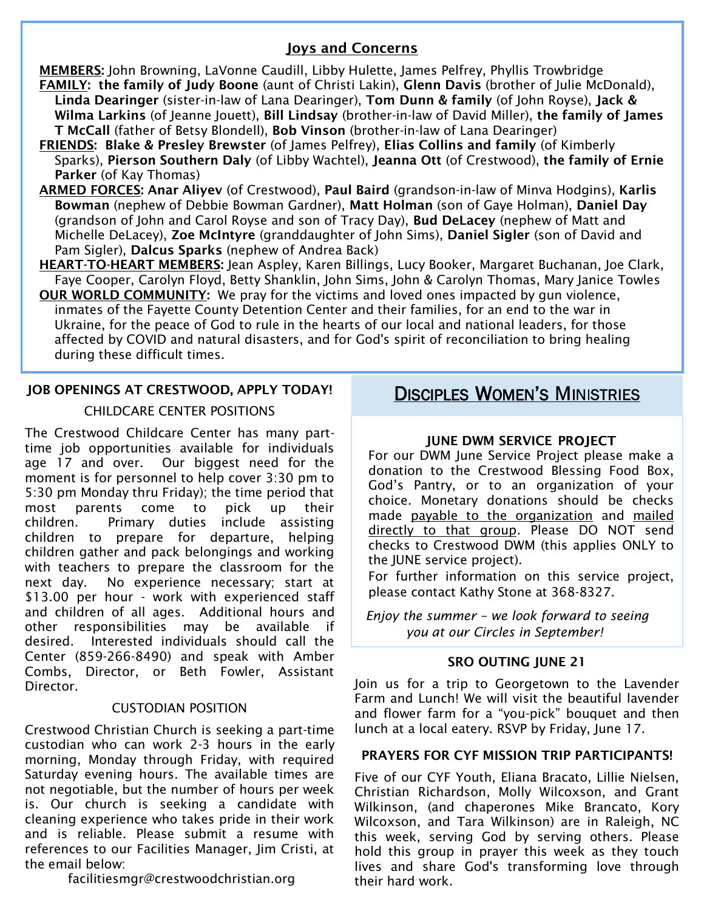## Joys and Concerns

**MEMBERS:** John Browning, LaVonne Caudill, Libby Hulette, James Pelfrey, Phyllis Trowbridge

**FAMILY:** **the family of Judy Boone** (aunt of Christi Lakin), **Glenn Davis** (brother of Julie McDonald), **Linda Dearinger** (sister-in-law of Lana Dearinger), **Tom Dunn & family** (of John Royse), **Jack & Wilma Larkins** (of Jeanne Jouett), **Bill Lindsay** (brother-in-law of David Miller), **the family of James T McCall** (father of Betsy Blondell), **Bob Vinson** (brother-in-law of Lana Dearinger)

**FRIENDS:** **Blake & Presley Brewster** (of James Pelfrey), **Elias Collins and family** (of Kimberly Sparks), **Pierson Southern Daly** (of Libby Wachtel), **Jeanna Ott** (of Crestwood), **the family of Ernie Parker** (of Kay Thomas)

**ARMED FORCES:** **Anar Aliyev** (of Crestwood), **Paul Baird** (grandson-in-law of Minva Hodgins), **Karlis Bowman** (nephew of Debbie Bowman Gardner), **Matt Holman** (son of Gaye Holman), **Daniel Day** (grandson of John and Carol Royse and son of Tracy Day), **Bud DeLacey** (nephew of Matt and Michelle DeLacey), **Zoe McIntyre** (granddaughter of John Sims), **Daniel Sigler** (son of David and Pam Sigler), **Dalcus Sparks** (nephew of Andrea Back)

**HEART-TO-HEART MEMBERS:** Jean Aspley, Karen Billings, Lucy Booker, Margaret Buchanan, Joe Clark, Faye Cooper, Carolyn Floyd, Betty Shanklin, John Sims, John & Carolyn Thomas, Mary Janice Towles

**OUR WORLD COMMUNITY:** We pray for the victims and loved ones impacted by gun violence, inmates of the Fayette County Detention Center and their families, for an end to the war in Ukraine, for the peace of God to rule in the hearts of our local and national leaders, for those affected by COVID and natural disasters, and for God's spirit of reconciliation to bring healing during these difficult times.

## JOB OPENINGS AT CRESTWOOD, APPLY TODAY!

### CHILDCARE CENTER POSITIONS

The Crestwood Childcare Center has many part-time job opportunities available for individuals age 17 and over. Our biggest need for the moment is for personnel to help cover 3:30 pm to 5:30 pm Monday thru Friday); the time period that most parents come to pick up their children. Primary duties include assisting children to prepare for departure, helping children gather and pack belongings and working with teachers to prepare the classroom for the next day. No experience necessary; start at $13.00 per hour - work with experienced staff and children of all ages. Additional hours and other responsibilities may be available if desired. Interested individuals should call the Center (859-266-8490) and speak with Amber Combs, Director, or Beth Fowler, Assistant Director.

### CUSTODIAN POSITION

Crestwood Christian Church is seeking a part-time custodian who can work 2-3 hours in the early morning, Monday through Friday, with required Saturday evening hours. The available times are not negotiable, but the number of hours per week is. Our church is seeking a candidate with cleaning experience who takes pride in their work and is reliable. Please submit a resume with references to our Facilities Manager, Jim Cristi, at the email below:

facilitiesmgr@crestwoodchristian.org

## Disciples Women's Ministries

### JUNE DWM SERVICE PROJECT

For our DWM June Service Project please make a donation to the Crestwood Blessing Food Box, God's Pantry, or to an organization of your choice. Monetary donations should be checks made payable to the organization and mailed directly to that group. Please DO NOT send checks to Crestwood DWM (this applies ONLY to the JUNE service project).

For further information on this service project, please contact Kathy Stone at 368-8327.

*Enjoy the summer – we look forward to seeing you at our Circles in September!*

### SRO OUTING JUNE 21

Join us for a trip to Georgetown to the Lavender Farm and Lunch! We will visit the beautiful lavender and flower farm for a "you-pick" bouquet and then lunch at a local eatery. RSVP by Friday, June 17.

### PRAYERS FOR CYF MISSION TRIP PARTICIPANTS!

Five of our CYF Youth, Eliana Bracato, Lillie Nielsen, Christian Richardson, Molly Wilcoxson, and Grant Wilkinson, (and chaperones Mike Brancato, Kory Wilcoxson, and Tara Wilkinson) are in Raleigh, NC this week, serving God by serving others. Please hold this group in prayer this week as they touch lives and share God's transforming love through their hard work.